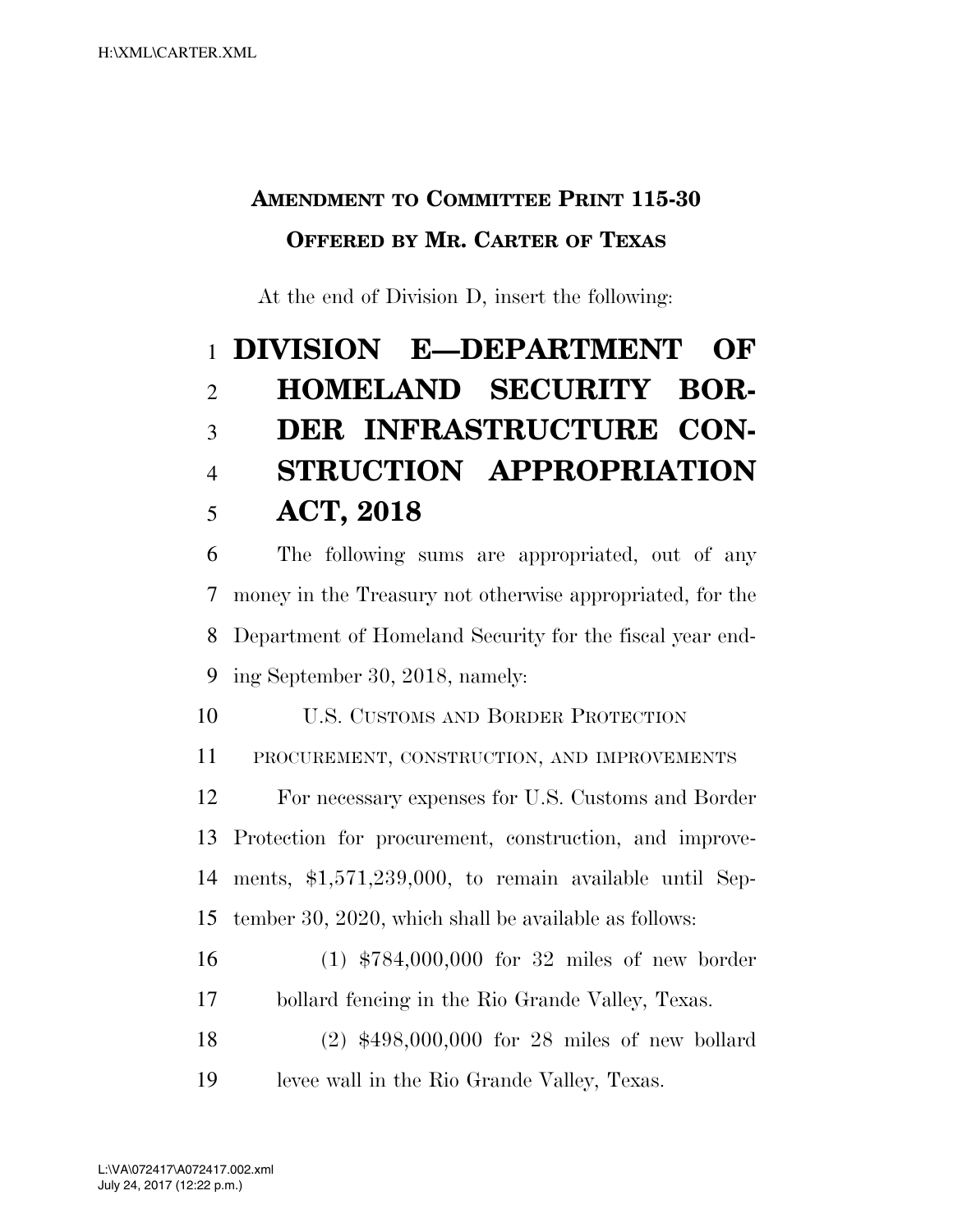**AMENDMENT TO COMMITTEE PRINT 115-30**

**OFFERED BY MR. CARTER OF TEXAS**

At the end of Division D, insert the following:

# DIVISION E—DEPARTMENT OF HOMELAND SECURITY BORDER INFRASTRUCTURE CONSTRUCTION APPROPRIATION ACT, 2018

The following sums are appropriated, out of any money in the Treasury not otherwise appropriated, for the Department of Homeland Security for the fiscal year ending September 30, 2018, namely:

U.S. CUSTOMS AND BORDER PROTECTION

PROCUREMENT, CONSTRUCTION, AND IMPROVEMENTS

For necessary expenses for U.S. Customs and Border Protection for procurement, construction, and improvements, $1,571,239,000, to remain available until September 30, 2020, which shall be available as follows:

(1) $784,000,000 for 32 miles of new border bollard fencing in the Rio Grande Valley, Texas.

(2) $498,000,000 for 28 miles of new bollard levee wall in the Rio Grande Valley, Texas.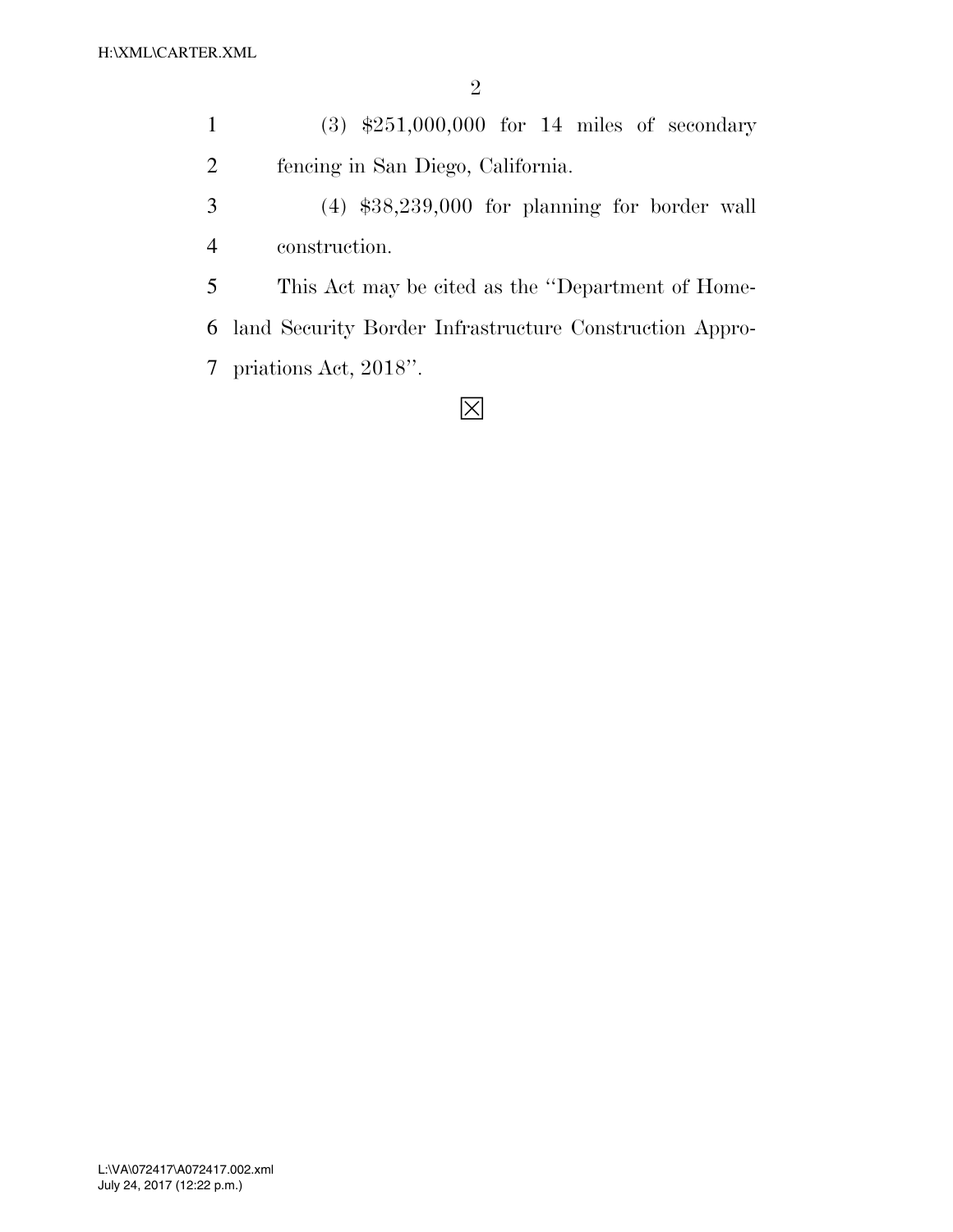(3) $251,000,000 for 14 miles of secondary fencing in San Diego, California.

(4) $38,239,000 for planning for border wall construction.

This Act may be cited as the ''Department of Homeland Security Border Infrastructure Construction Appropriations Act, 2018''.